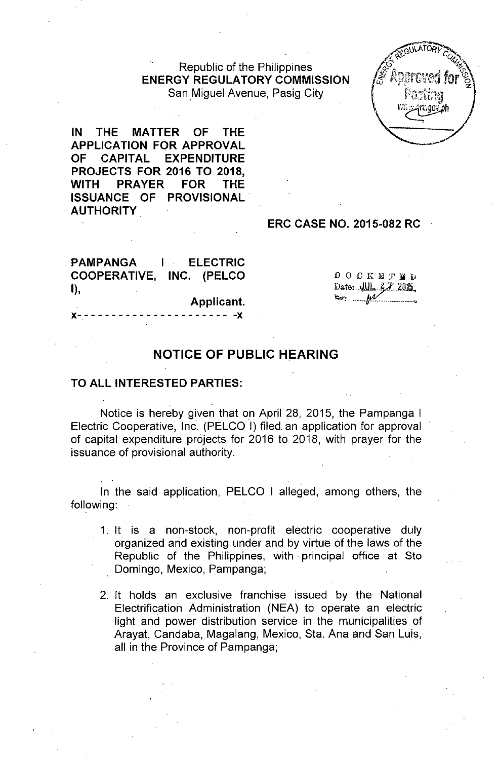Republic of the Philippines
**ENERGY REGULATORY COMMISSION**
San Miguel Avenue, Pasig City

**IN THE MATTER OF THE APPLICATION FOR APPROVAL OF CAPITAL EXPENDITURE PROJECTS FOR 2016 TO 2018, WITH PRAYER FOR THE ISSUANCE OF PROVISIONAL AUTHORITY**

**ERC CASE NO. 2015-082 RC**

**PAMPANGA I ELECTRIC COOPERATIVE, INC. (PELCO I),**
**Applicant.**
x- - - - - - - - - - - - - - - - - - - - - -x

DOCKETED
Date: JUL 27 2015

## NOTICE OF PUBLIC HEARING

**TO ALL INTERESTED PARTIES:**

Notice is hereby given that on April 28, 2015, the Pampanga I Electric Cooperative, Inc. (PELCO I) filed an application for approval of capital expenditure projects for 2016 to 2018, with prayer for the issuance of provisional authority.

In the said application, PELCO I alleged, among others, the following:

1. It is a non-stock, non-profit electric cooperative duly organized and existing under and by virtue of the laws of the Republic of the Philippines, with principal office at Sto Domingo, Mexico, Pampanga;

2. It holds an exclusive franchise issued by the National Electrification Administration (NEA) to operate an electric light and power distribution service in the municipalities of Arayat, Candaba, Magalang, Mexico, Sta. Ana and San Luis, all in the Province of Pampanga;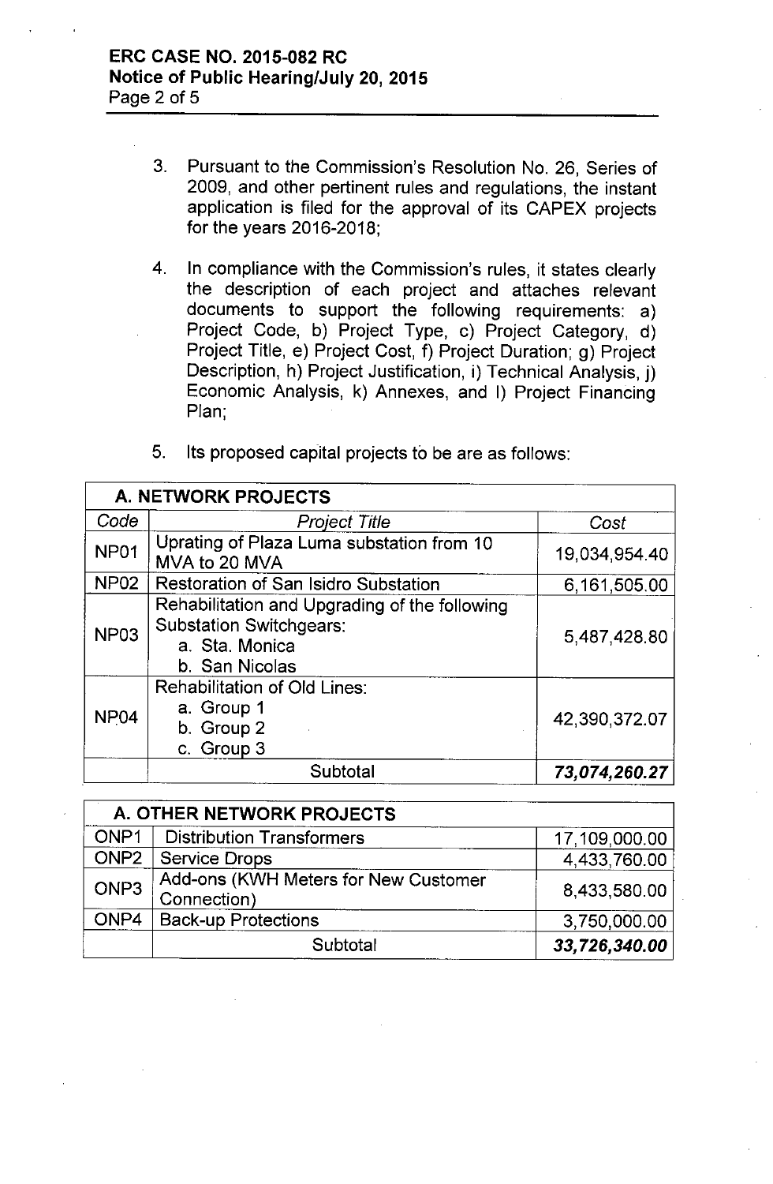3. Pursuant to the Commission's Resolution No. 26, Series of 2009, and other pertinent rules and regulations, the instant application is filed for the approval of its CAPEX projects for the years 2016-2018;

4. In compliance with the Commission's rules, it states clearly the description of each project and attaches relevant documents to support the following requirements: a) Project Code, b) Project Type, c) Project Category, d) Project Title, e) Project Cost, f) Project Duration; g) Project Description, h) Project Justification, i) Technical Analysis, j) Economic Analysis, k) Annexes, and l) Project Financing Plan;

5. Its proposed capital projects to be are as follows:

| **A. NETWORK PROJECTS** | | |
|---|---|---|
| *Code* | *Project Title* | *Cost* |
| NP01 | Uprating of Plaza Luma substation from 10 MVA to 20 MVA | 19,034,954.40 |
| NP02 | Restoration of San Isidro Substation | 6,161,505.00 |
| NP03 | Rehabilitation and Upgrading of the following Substation Switchgears: a. Sta. Monica b. San Nicolas | 5,487,428.80 |
| NP04 | Rehabilitation of Old Lines: a. Group 1 b. Group 2 c. Group 3 | 42,390,372.07 |
| | Subtotal | ***73,074,260.27*** |

| **A. OTHER NETWORK PROJECTS** | | |
|---|---|---|
| ONP1 | Distribution Transformers | 17,109,000.00 |
| ONP2 | Service Drops | 4,433,760.00 |
| ONP3 | Add-ons (KWH Meters for New Customer Connection) | 8,433,580.00 |
| ONP4 | Back-up Protections | 3,750,000.00 |
| | Subtotal | ***33,726,340.00*** |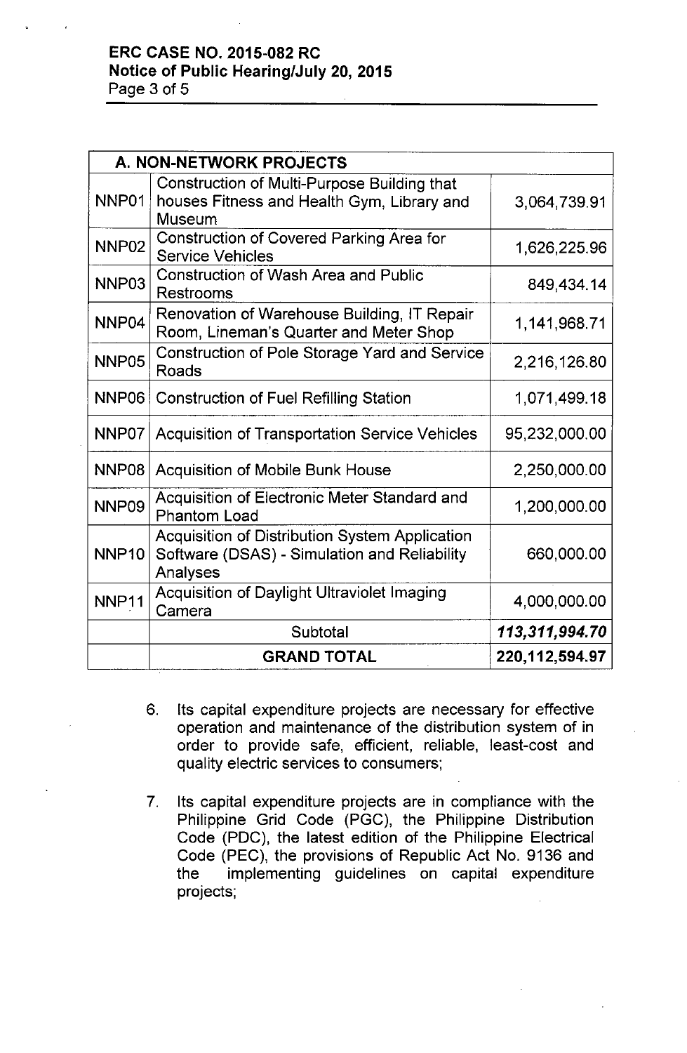| A. NON-NETWORK PROJECTS | | |
|---|---|---|
| NNP01 | Construction of Multi-Purpose Building that houses Fitness and Health Gym, Library and Museum | 3,064,739.91 |
| NNP02 | Construction of Covered Parking Area for Service Vehicles | 1,626,225.96 |
| NNP03 | Construction of Wash Area and Public Restrooms | 849,434.14 |
| NNP04 | Renovation of Warehouse Building, IT Repair Room, Lineman's Quarter and Meter Shop | 1,141,968.71 |
| NNP05 | Construction of Pole Storage Yard and Service Roads | 2,216,126.80 |
| NNP06 | Construction of Fuel Refilling Station | 1,071,499.18 |
| NNP07 | Acquisition of Transportation Service Vehicles | 95,232,000.00 |
| NNP08 | Acquisition of Mobile Bunk House | 2,250,000.00 |
| NNP09 | Acquisition of Electronic Meter Standard and Phantom Load | 1,200,000.00 |
| NNP10 | Acquisition of Distribution System Application Software (DSAS) - Simulation and Reliability Analyses | 660,000.00 |
| NNP11 | Acquisition of Daylight Ultraviolet Imaging Camera | 4,000,000.00 |
| | Subtotal | ***113,311,994.70*** |
| | **GRAND TOTAL** | **220,112,594.97** |

6. Its capital expenditure projects are necessary for effective operation and maintenance of the distribution system of in order to provide safe, efficient, reliable, least-cost and quality electric services to consumers;

7. Its capital expenditure projects are in compliance with the Philippine Grid Code (PGC), the Philippine Distribution Code (PDC), the latest edition of the Philippine Electrical Code (PEC), the provisions of Republic Act No. 9136 and the implementing guidelines on capital expenditure projects;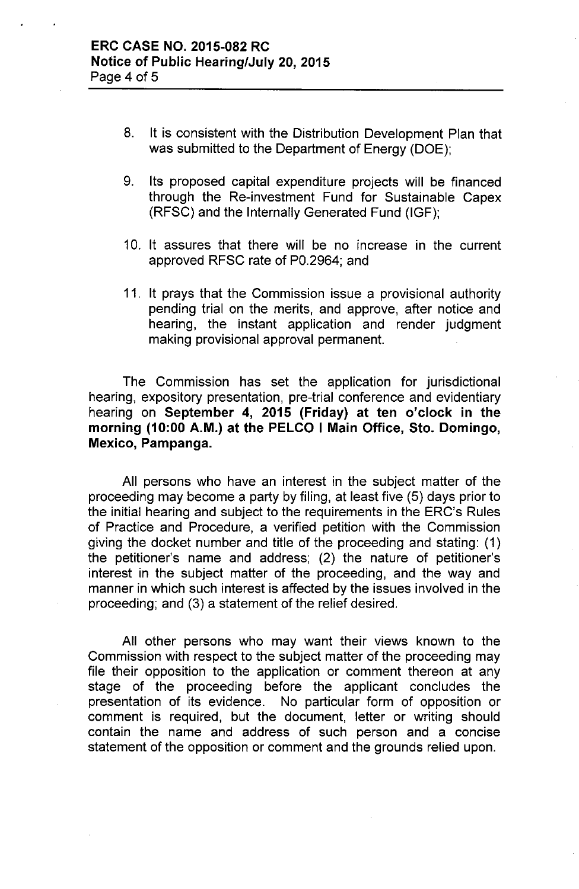8. It is consistent with the Distribution Development Plan that was submitted to the Department of Energy (DOE);

9. Its proposed capital expenditure projects will be financed through the Re-investment Fund for Sustainable Capex (RFSC) and the Internally Generated Fund (IGF);

10. It assures that there will be no increase in the current approved RFSC rate of P0.2964; and

11. It prays that the Commission issue a provisional authority pending trial on the merits, and approve, after notice and hearing, the instant application and render judgment making provisional approval permanent.

The Commission has set the application for jurisdictional hearing, expository presentation, pre-trial conference and evidentiary hearing on **September 4, 2015 (Friday) at ten o'clock in the morning (10:00 A.M.) at the PELCO I Main Office, Sto. Domingo, Mexico, Pampanga.**

All persons who have an interest in the subject matter of the proceeding may become a party by filing, at least five (5) days prior to the initial hearing and subject to the requirements in the ERC's Rules of Practice and Procedure, a verified petition with the Commission giving the docket number and title of the proceeding and stating: (1) the petitioner's name and address; (2) the nature of petitioner's interest in the subject matter of the proceeding, and the way and manner in which such interest is affected by the issues involved in the proceeding; and (3) a statement of the relief desired.

All other persons who may want their views known to the Commission with respect to the subject matter of the proceeding may file their opposition to the application or comment thereon at any stage of the proceeding before the applicant concludes the presentation of its evidence. No particular form of opposition or comment is required, but the document, letter or writing should contain the name and address of such person and a concise statement of the opposition or comment and the grounds relied upon.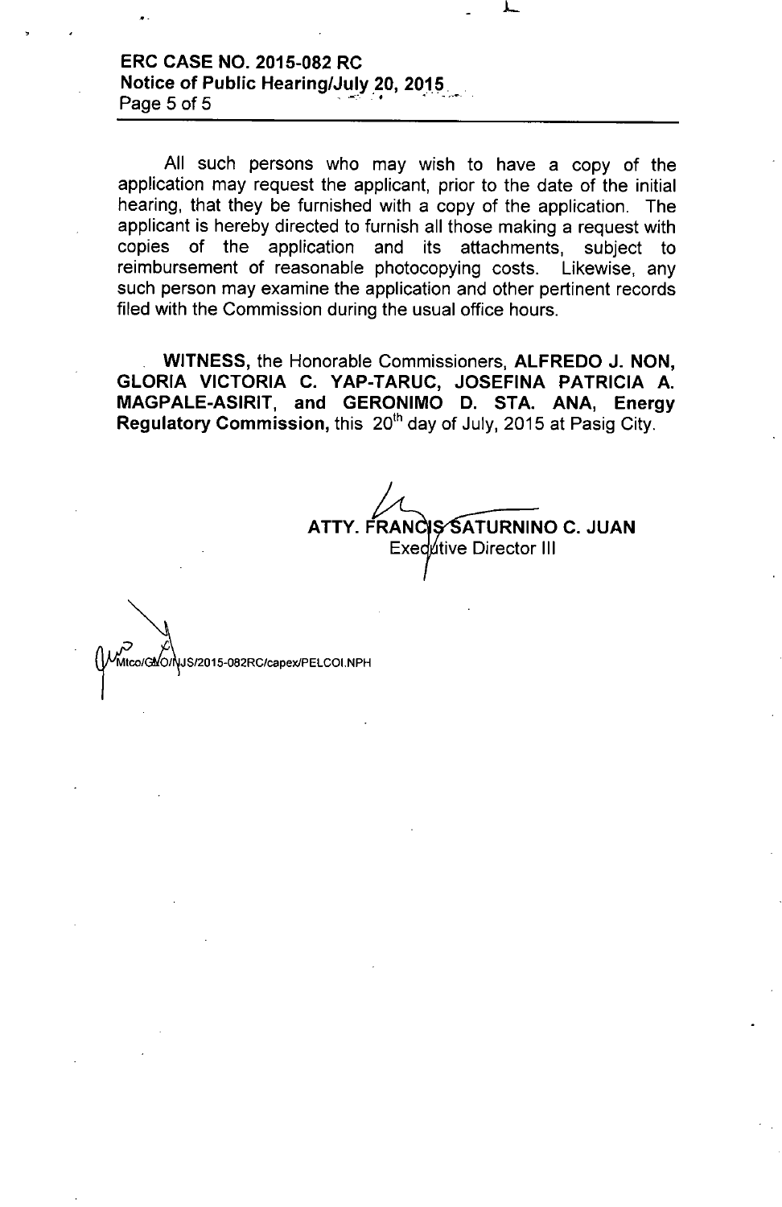All such persons who may wish to have a copy of the application may request the applicant, prior to the date of the initial hearing, that they be furnished with a copy of the application. The applicant is hereby directed to furnish all those making a request with copies of the application and its attachments, subject to reimbursement of reasonable photocopying costs. Likewise, any such person may examine the application and other pertinent records filed with the Commission during the usual office hours.

**WITNESS,** the Honorable Commissioners, **ALFREDO J. NON, GLORIA VICTORIA C. YAP-TARUC, JOSEFINA PATRICIA A. MAGPALE-ASIRIT, and GERONIMO D. STA. ANA, Energy Regulatory Commission,** this 20th day of July, 2015 at Pasig City.

**ATTY. FRANCIS SATURNINO C. JUAN**
Executive Director III

Mtco/GAO/NJS/2015-082RC/capex/PELCOI.NPH